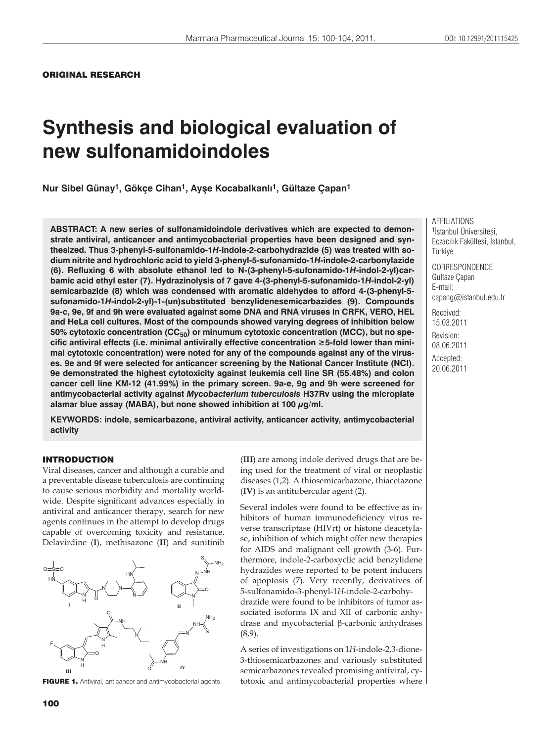ORIGINAL RESEARCH

# Synthesis and biological evaluation of new sulfonamidoindoles

**Nur Sibel Günay[1], Gökçe Cihan[1], Ayşe Kocabalkanlı[1], Gültaze Çapan[1]**

AFFILIATIONS
[1]İstanbul Üniversitesi, Eczacılık Fakültesi, İstanbul, Türkiye

CORRESPONDENCE
Gültaze Çapan
E-mail:
capang@istanbul.edu.tr

Received:
15.03.2011
Revision:
08.06.2011
Accepted:
20.06.2011

**ABSTRACT: A new series of sulfonamidoindole derivatives which are expected to demonstrate antiviral, anticancer and antimycobacterial properties have been designed and synthesized. Thus 3-phenyl-5-sulfonamido-1*H*-indole-2-carbohydrazide (5) was treated with sodium nitrite and hydrochloric acid to yield 3-phenyl-5-sufonamido-1*H*-indole-2-carbonylazide (6). Refluxing 6 with absolute ethanol led to N-(3-phenyl-5-sufonamido-1*H*-indol-2-yl)carbamic acid ethyl ester (7). Hydrazinolysis of 7 gave 4-(3-phenyl-5-sufonamido-1*H*-indol-2-yl) semicarbazide (8) which was condensed with aromatic aldehydes to afford 4-(3-phenyl-5-sufonamido-1*H*-indol-2-yl)-1-(un)substituted benzylidenesemicarbazides (9). Compounds 9a-c, 9e, 9f and 9h were evaluated against some DNA and RNA viruses in CRFK, VERO, HEL and HeLa cell cultures. Most of the compounds showed varying degrees of inhibition below 50% cytotoxic concentration ($CC_{50}$) or minumum cytotoxic concentration (MCC), but no specific antiviral effects (i.e. minimal antivirally effective concentration ≥5-fold lower than minimal cytotoxic concentration) were noted for any of the compounds against any of the viruses. 9e and 9f were selected for anticancer screening by the National Cancer Institute (NCI). 9e demonstrated the highest cytotoxicity against leukemia cell line SR (55.48%) and colon cancer cell line KM-12 (41.99%) in the primary screen. 9a-e, 9g and 9h were screened for antimycobacterial activity against *Mycobacterium tuberculosis* H37Rv using the microplate alamar blue assay (MABA), but none showed inhibition at 100 µg/ml.**

**KEYWORDS: indole, semicarbazone, antiviral activity, anticancer activity, antimycobacterial activity**

## INTRODUCTION

Viral diseases, cancer and although a curable and a preventable disease tuberculosis are continuing to cause serious morbidity and mortality worldwide. Despite significant advances especially in antiviral and anticancer therapy, search for new agents continues in the attempt to develop drugs capable of overcoming toxicity and resistance. Delavirdine (**I**), methisazone (**II**) and sunitinib (**III**) are among indole derived drugs that are being used for the treatment of viral or neoplastic diseases (1,2). A thiosemicarbazone, thiacetazone (**IV**) is an antitubercular agent (2).

**FIGURE 1.** Antiviral, anticancer and antimycobacterial agents

Several indoles were found to be effective as inhibitors of human immunodeficiency virus reverse transcriptase (HIVrt) or histone deacetylase, inhibition of which might offer new therapies for AIDS and malignant cell growth (3-6). Furthermore, indole-2-carboxyclic acid benzylidene hydrazides were reported to be potent inducers of apoptosis (7). Very recently, derivatives of 5-sulfonamido-3-phenyl-1*H*-indole-2-carbohydrazide were found to be inhibitors of tumor associated isoforms IX and XII of carbonic anhydrase and mycobacterial β-carbonic anhydrases (8,9).

A series of investigations on 1*H*-indole-2,3-dione-3-thiosemicarbazones and variously substituted semicarbazones revealed promising antiviral, cytotoxic and antimycobacterial properties where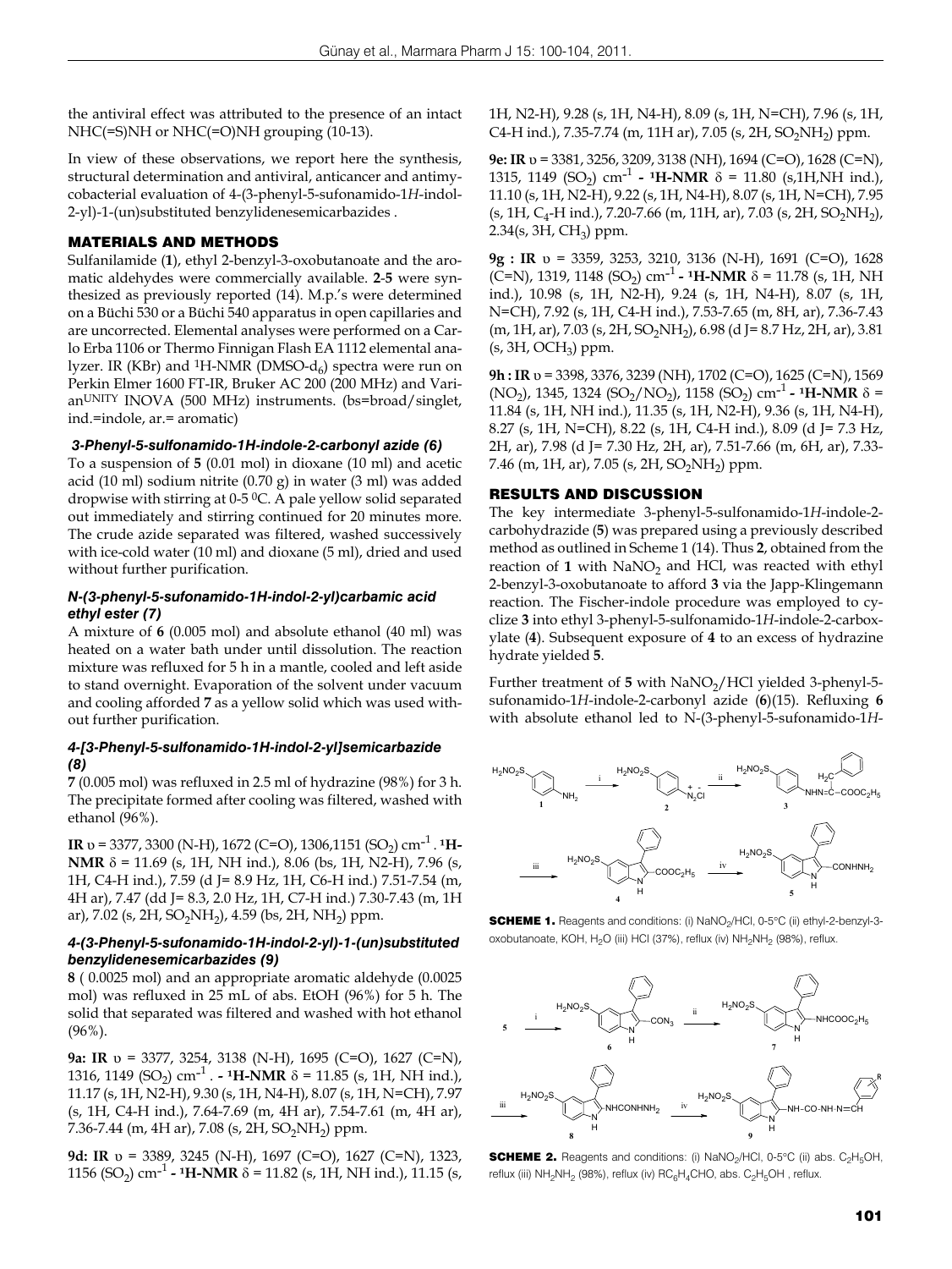the antiviral effect was attributed to the presence of an intact NHC(=S)NH or NHC(=O)NH grouping (10-13).

In view of these observations, we report here the synthesis, structural determination and antiviral, anticancer and antimycobacterial evaluation of 4-(3-phenyl-5-sufonamido-1*H*-indol-2-yl)-1-(un)substituted benzylidenesemicarbazides .

## MATERIALS AND METHODS

Sulfanilamide (**1**), ethyl 2-benzyl-3-oxobutanoate and the aromatic aldehydes were commercially available. **2**-**5** were synthesized as previously reported (14). M.p.'s were determined on a Büchi 530 or a Büchi 540 apparatus in open capillaries and are uncorrected. Elemental analyses were performed on a Carlo Erba 1106 or Thermo Finnigan Flash EA 1112 elemental analyzer. IR (KBr) and $^1$H-NMR (DMSO-$d_6$) spectra were run on Perkin Elmer 1600 FT-IR, Bruker AC 200 (200 MHz) and Varian$^{UNITY}$ INOVA (500 MHz) instruments. (bs=broad/singlet, ind.=indole, ar.= aromatic)

### *3-Phenyl-5-sulfonamido-1H-indole-2-carbonyl azide (6)*

To a suspension of **5** (0.01 mol) in dioxane (10 ml) and acetic acid (10 ml) sodium nitrite (0.70 g) in water (3 ml) was added dropwise with stirring at 0-5 $^0$C. A pale yellow solid separated out immediately and stirring continued for 20 minutes more. The crude azide separated was filtered, washed successively with ice-cold water (10 ml) and dioxane (5 ml), dried and used without further purification.

### *N-(3-phenyl-5-sufonamido-1H-indol-2-yl)carbamic acid ethyl ester (7)*

A mixture of **6** (0.005 mol) and absolute ethanol (40 ml) was heated on a water bath under until dissolution. The reaction mixture was refluxed for 5 h in a mantle, cooled and left aside to stand overnight. Evaporation of the solvent under vacuum and cooling afforded **7** as a yellow solid which was used without further purification.

### *4-[3-Phenyl-5-sulfonamido-1H-indol-2-yl]semicarbazide (8)*

**7** (0.005 mol) was refluxed in 2.5 ml of hydrazine (98%) for 3 h. The precipitate formed after cooling was filtered, washed with ethanol (96%).

**IR** υ = 3377, 3300 (N-H), 1672 (C=O), 1306,1151 ($SO_2$) cm$^{-1}$ . **$^1$H-NMR** δ = 11.69 (s, 1H, NH ind.), 8.06 (bs, 1H, N2-H), 7.96 (s, 1H, C4-H ind.), 7.59 (d J= 8.9 Hz, 1H, C6-H ind.) 7.51-7.54 (m, 4H ar), 7.47 (dd J= 8.3, 2.0 Hz, 1H, C7-H ind.) 7.30-7.43 (m, 1H ar), 7.02 (s, 2H, $SO_2NH_2$), 4.59 (bs, 2H, $NH_2$) ppm.

### *4-(3-Phenyl-5-sufonamido-1H-indol-2-yl)-1-(un)substituted benzylidenesemicarbazides (9)*

**8** ( 0.0025 mol) and an appropriate aromatic aldehyde (0.0025 mol) was refluxed in 25 mL of abs. EtOH (96%) for 5 h. The solid that separated was filtered and washed with hot ethanol (96%).

**9a: IR** υ = 3377, 3254, 3138 (N-H), 1695 (C=O), 1627 (C=N), 1316, 1149 ($SO_2$) cm$^{-1}$ . **- $^1$H-NMR** δ = 11.85 (s, 1H, NH ind.), 11.17 (s,1H, N2-H), 9.30 (s, 1H, N4-H), 8.07 (s, 1H, N=CH), 7.97 (s, 1H, C4-H ind.), 7.64-7.69 (m, 4H ar), 7.54-7.61 (m, 4H ar), 7.36-7.44 (m, 4H ar), 7.08 (s, 2H, $SO_2NH_2$) ppm.

**9d: IR** υ = 3389, 3245 (N-H), 1697 (C=O), 1627 (C=N), 1323, 1156 ($SO_2$) cm$^{-1}$ **- $^1$H-NMR** δ = 11.82 (s, 1H, NH ind.), 11.15 (s, 1H, N2-H), 9.28 (s, 1H, N4-H), 8.09 (s, 1H, N=CH), 7.96 (s, 1H, C4-H ind.), 7.35-7.74 (m, 11H ar), 7.05 (s, 2H, $SO_2NH_2$) ppm.

**9e: IR** υ = 3381, 3256, 3209, 3138 (NH), 1694 (C=O), 1628 (C=N), 1315, 1149 ($SO_2$) cm$^{-1}$ **- $^1$H-NMR** δ = 11.80 (s,1H,NH ind.), 11.10 (s, 1H, N2-H), 9.22 (s, 1H, N4-H), 8.07 (s, 1H, N=CH), 7.95 (s, 1H, $C_4$-H ind.), 7.20-7.66 (m, 11H, ar), 7.03 (s, 2H, $SO_2NH_2$), 2.34(s, 3H, $CH_3$) ppm.

**9g : IR** υ = 3359, 3253, 3210, 3136 (N-H), 1691 (C=O), 1628 (C=N), 1319, 1148 ($SO_2$) cm$^{-1}$ **- $^1$H-NMR** δ = 11.78 (s, 1H, NH ind.), 10.98 (s, 1H, N2-H), 9.24 (s, 1H, N4-H), 8.07 (s, 1H, N=CH), 7.92 (s, 1H, C4-H ind.), 7.53-7.65 (m, 8H, ar), 7.36-7.43 (m, 1H, ar), 7.03 (s, 2H, $SO_2NH_2$), 6.98 (d J= 8.7 Hz, 2H, ar), 3.81 (s, 3H, $OCH_3$) ppm.

**9h : IR** υ = 3398, 3376, 3239 (NH), 1702 (C=O), 1625 (C=N), 1569 ($NO_2$), 1345, 1324 ($SO_2$/$NO_2$), 1158 ($SO_2$) cm$^{-1}$ **- $^1$H-NMR** δ = 11.84 (s, 1H, NH ind.), 11.35 (s, 1H, N2-H), 9.36 (s, 1H, N4-H), 8.27 (s, 1H, N=CH), 8.22 (s, 1H, C4-H ind.), 8.09 (d J= 7.3 Hz, 2H, ar), 7.98 (d J= 7.30 Hz, 2H, ar), 7.51-7.66 (m, 6H, ar), 7.33-7.46 (m, 1H, ar), 7.05 (s, 2H, $SO_2NH_2$) ppm.

## RESULTS AND DISCUSSION

The key intermediate 3-phenyl-5-sulfonamido-1*H*-indole-2-carbohydrazide (**5**) was prepared using a previously described method as outlined in Scheme 1 (14). Thus **2**, obtained from the reaction of **1** with $NaNO_2$ and HCl, was reacted with ethyl 2-benzyl-3-oxobutanoate to afford **3** via the Japp-Klingemann reaction. The Fischer-indole procedure was employed to cyclize **3** into ethyl 3-phenyl-5-sulfonamido-1*H*-indole-2-carboxylate (**4**). Subsequent exposure of **4** to an excess of hydrazine hydrate yielded **5**.

Further treatment of **5** with $NaNO_2$/HCl yielded 3-phenyl-5-sufonamido-1*H*-indole-2-carbonyl azide (**6**)(15). Refluxing **6** with absolute ethanol led to N-(3-phenyl-5-sufonamido-1*H*-

**SCHEME 1.** Reagents and conditions: (i) $NaNO_2$/HCl, 0-5°C (ii) ethyl-2-benzyl-3-oxobutanoate, KOH, $H_2O$ (iii) HCl (37%), reflux (iv) $NH_2NH_2$ (98%), reflux.

**SCHEME 2.** Reagents and conditions: (i) $NaNO_2$/HCl, 0-5°C (ii) abs. $C_2H_5OH$, reflux (iii) $NH_2NH_2$ (98%), reflux (iv) $RC_6H_4CHO$, abs. $C_2H_5OH$ , reflux.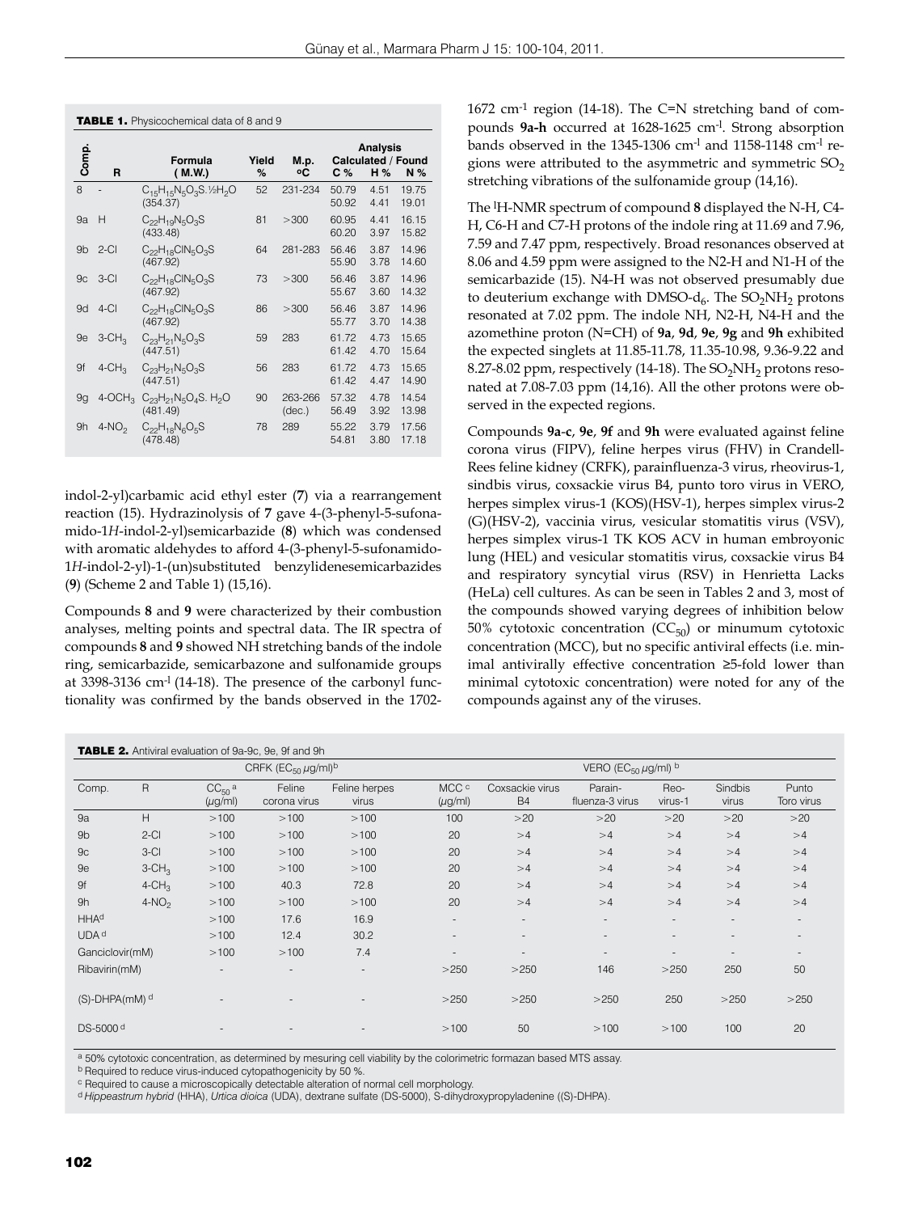**TABLE 1.** Physicochemical data of 8 and 9

| Comp. | R | Formula (M.W.) | Yield % | M.p. ºC | Analysis Calculated / Found C % | H % | N % |
|---|---|---|---|---|---|---|---|
| 8 | - | $C_{15}H_{15}N_5O_3S.½H_2O$ (354.37) | 52 | 231-234 | 50.79 / 50.92 | 4.51 / 4.41 | 19.75 / 19.01 |
| 9a | H | $C_{22}H_{19}N_5O_3S$ (433.48) | 81 | >300 | 60.95 / 60.20 | 4.41 / 3.97 | 16.15 / 15.82 |
| 9b | 2-Cl | $C_{22}H_{18}ClN_5O_3S$ (467.92) | 64 | 281-283 | 56.46 / 55.90 | 3.87 / 3.78 | 14.96 / 14.60 |
| 9c | 3-Cl | $C_{22}H_{18}ClN_5O_3S$ (467.92) | 73 | >300 | 56.46 / 55.67 | 3.87 / 3.60 | 14.96 / 14.32 |
| 9d | 4-Cl | $C_{22}H_{18}ClN_5O_3S$ (467.92) | 86 | >300 | 56.46 / 55.77 | 3.87 / 3.70 | 14.96 / 14.38 |
| 9e | 3-$CH_3$ | $C_{23}H_{21}N_5O_3S$ (447.51) | 59 | 283 | 61.72 / 61.42 | 4.73 / 4.70 | 15.65 / 15.64 |
| 9f | 4-$CH_3$ | $C_{23}H_{21}N_5O_3S$ (447.51) | 56 | 283 | 61.72 / 61.42 | 4.73 / 4.47 | 15.65 / 14.90 |
| 9g | 4-$OCH_3$ | $C_{23}H_{21}N_5O_4S$. $H_2O$ (481.49) | 90 | 263-266 (dec.) | 57.32 / 56.49 | 4.78 / 3.92 | 14.54 / 13.98 |
| 9h | 4-$NO_2$ | $C_{22}H_{18}N_6O_5S$ (478.48) | 78 | 289 | 55.22 / 54.81 | 3.79 / 3.80 | 17.56 / 17.18 |

indol-2-yl)carbamic acid ethyl ester (**7**) via a rearrangement reaction (15). Hydrazinolysis of **7** gave 4-(3-phenyl-5-sufonamido-1*H*-indol-2-yl)semicarbazide (**8**) which was condensed with aromatic aldehydes to afford 4-(3-phenyl-5-sufonamido-1*H*-indol-2-yl)-1-(un)substituted benzylidenesemicarbazides (**9**) (Scheme 2 and Table 1) (15,16).

Compounds **8** and **9** were characterized by their combustion analyses, melting points and spectral data. The IR spectra of compounds **8** and **9** showed NH stretching bands of the indole ring, semicarbazide, semicarbazone and sulfonamide groups at 3398-3136 cm$^{-1}$ (14-18). The presence of the carbonyl functionality was confirmed by the bands observed in the 1702-1672 cm$^{-1}$ region (14-18). The C=N stretching band of compounds **9a-h** occurred at 1628-1625 cm$^{-1}$. Strong absorption bands observed in the 1345-1306 cm$^{-1}$ and 1158-1148 cm$^{-1}$ regions were attributed to the asymmetric and symmetric $SO_2$ stretching vibrations of the sulfonamide group (14,16).

The $^1$H-NMR spectrum of compound **8** displayed the N-H, C4-H, C6-H and C7-H protons of the indole ring at 11.69 and 7.96, 7.59 and 7.47 ppm, respectively. Broad resonances observed at 8.06 and 4.59 ppm were assigned to the N2-H and N1-H of the semicarbazide (15). N4-H was not observed presumably due to deuterium exchange with DMSO-$d_6$. The $SO_2NH_2$ protons resonated at 7.02 ppm. The indole NH, N2-H, N4-H and the azomethine proton (N=CH) of **9a**, **9d**, **9e**, **9g** and **9h** exhibited the expected singlets at 11.85-11.78, 11.35-10.98, 9.36-9.22 and 8.27-8.02 ppm, respectively (14-18). The $SO_2NH_2$ protons resonated at 7.08-7.03 ppm (14,16). All the other protons were observed in the expected regions.

Compounds **9a**-**c**, **9e**, **9f** and **9h** were evaluated against feline corona virus (FIPV), feline herpes virus (FHV) in Crandell-Rees feline kidney (CRFK), parainfluenza-3 virus, rheovirus-1, sindbis virus, coxsackie virus B4, punto toro virus in VERO, herpes simplex virus-1 (KOS)(HSV-1), herpes simplex virus-2 (G)(HSV-2), vaccinia virus, vesicular stomatitis virus (VSV), herpes simplex virus-1 TK KOS ACV in human embroyonic lung (HEL) and vesicular stomatitis virus, coxsackie virus B4 and respiratory syncytial virus (RSV) in Henrietta Lacks (HeLa) cell cultures. As can be seen in Tables 2 and 3, most of the compounds showed varying degrees of inhibition below 50% cytotoxic concentration ($CC_{50}$) or minumum cytotoxic concentration (MCC), but no specific antiviral effects (i.e. minimal antivirally effective concentration ≥5-fold lower than minimal cytotoxic concentration) were noted for any of the compounds against any of the viruses.

**TABLE 2.** Antiviral evaluation of 9a-9c, 9e, 9f and 9h

| Comp. | R | CRFK ($EC_{50}$ μg/ml)[b] $CC_{50}$[a] (μg/ml) | Feline corona virus | Feline herpes virus | VERO ($EC_{50}$ μg/ml)[b] MCC[c] (μg/ml) | Coxsackie virus B4 | Parain-fluenza-3 virus | Reo-virus-1 | Sindbis virus | Punto Toro virus |
|---|---|---|---|---|---|---|---|---|---|---|
| 9a | H | >100 | >100 | >100 | 100 | >20 | >20 | >20 | >20 | >20 |
| 9b | 2-Cl | >100 | >100 | >100 | 20 | >4 | >4 | >4 | >4 | >4 |
| 9c | 3-Cl | >100 | >100 | >100 | 20 | >4 | >4 | >4 | >4 | >4 |
| 9e | 3-$CH_3$ | >100 | >100 | >100 | 20 | >4 | >4 | >4 | >4 | >4 |
| 9f | 4-$CH_3$ | >100 | 40.3 | 72.8 | 20 | >4 | >4 | >4 | >4 | >4 |
| 9h | 4-$NO_2$ | >100 | >100 | >100 | 20 | >4 | >4 | >4 | >4 | >4 |
| HHA[d] | | >100 | 17.6 | 16.9 | - | - | - | - | - | - |
| UDA[d] | | >100 | 12.4 | 30.2 | - | - | - | - | - | - |
| Ganciclovir(mM) | | >100 | >100 | 7.4 | - | - | - | - | - | - |
| Ribavirin(mM) | | - | - | - | >250 | >250 | 146 | >250 | 250 | 50 |
| (S)-DHPA(mM)[d] | | - | - | - | >250 | >250 | >250 | 250 | >250 | >250 |
| DS-5000[d] | | - | - | - | >100 | 50 | >100 | >100 | 100 | 20 |

[a] 50% cytotoxic concentration, as determined by mesuring cell viability by the colorimetric formazan based MTS assay.
[b] Required to reduce virus-induced cytopathogenicity by 50 %.
[c] Required to cause a microscopically detectable alteration of normal cell morphology.
[d] *Hippeastrum hybrid* (HHA), *Urtica dioica* (UDA), dextrane sulfate (DS-5000), S-dihydroxypropyladenine ((S)-DHPA).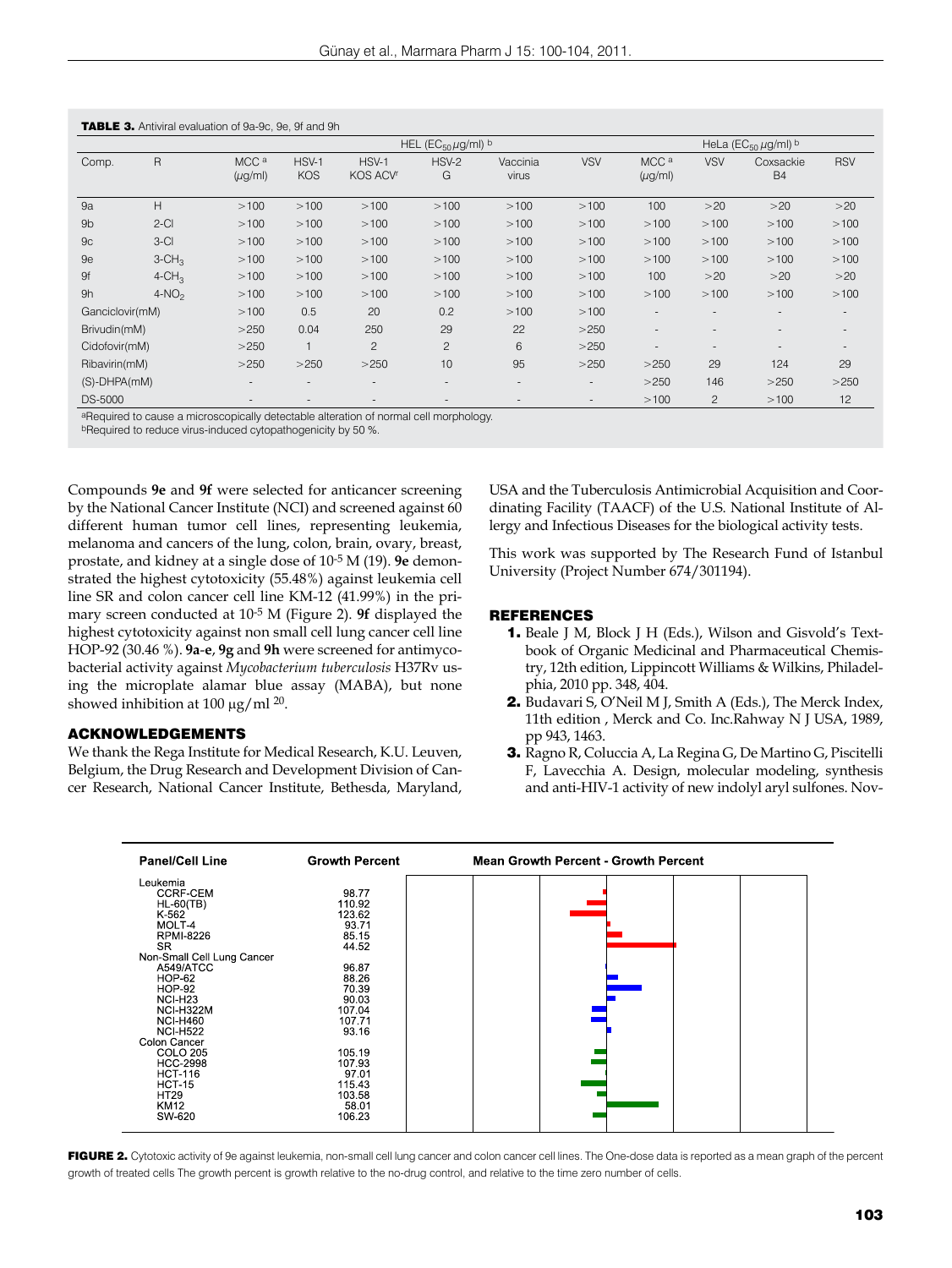**TABLE 3.** Antiviral evaluation of 9a-9c, 9e, 9f and 9h

| Comp. | R | HEL ($EC_{50}$ µg/ml) [b] | | | | | | HeLa ($EC_{50}$ µg/ml) [b] | | | |
|---|---|---|---|---|---|---|---|---|---|---|---|
| | | MCC [a] (µg/ml) | HSV-1 KOS | HSV-1 KOS ACV[r] | HSV-2 G | Vaccinia virus | VSV | MCC [a] (µg/ml) | VSV | Coxsackie B4 | RSV |
| 9a | H | >100 | >100 | >100 | >100 | >100 | >100 | 100 | >20 | >20 | >20 |
| 9b | 2-Cl | >100 | >100 | >100 | >100 | >100 | >100 | >100 | >100 | >100 | >100 |
| 9c | 3-Cl | >100 | >100 | >100 | >100 | >100 | >100 | >100 | >100 | >100 | >100 |
| 9e | 3-$CH_3$ | >100 | >100 | >100 | >100 | >100 | >100 | >100 | >100 | >100 | >100 |
| 9f | 4-$CH_3$ | >100 | >100 | >100 | >100 | >100 | >100 | 100 | >20 | >20 | >20 |
| 9h | 4-$NO_2$ | >100 | >100 | >100 | >100 | >100 | >100 | >100 | >100 | >100 | >100 |
| Ganciclovir(mM) | | >100 | 0.5 | 20 | 0.2 | >100 | >100 | - | - | - | - |
| Brivudin(mM) | | >250 | 0.04 | 250 | 29 | 22 | >250 | - | - | - | - |
| Cidofovir(mM) | | >250 | 1 | 2 | 2 | 6 | >250 | - | - | - | - |
| Ribavirin(mM) | | >250 | >250 | >250 | 10 | 95 | >250 | >250 | 29 | 124 | 29 |
| (S)-DHPA(mM) | | - | - | - | - | - | - | >250 | 146 | >250 | >250 |
| DS-5000 | | - | - | - | - | - | - | >100 | 2 | >100 | 12 |

[a]Required to cause a microscopically detectable alteration of normal cell morphology.
[b]Required to reduce virus-induced cytopathogenicity by 50 %.

Compounds **9e** and **9f** were selected for anticancer screening by the National Cancer Institute (NCI) and screened against 60 different human tumor cell lines, representing leukemia, melanoma and cancers of the lung, colon, brain, ovary, breast, prostate, and kidney at a single dose of $10^{-5}$ M (19). **9e** demonstrated the highest cytotoxicity (55.48%) against leukemia cell line SR and colon cancer cell line KM-12 (41.99%) in the primary screen conducted at $10^{-5}$ M (Figure 2). **9f** displayed the highest cytotoxicity against non small cell lung cancer cell line HOP-92 (30.46 %). **9a-e**, **9g** and **9h** were screened for antimycobacterial activity against *Mycobacterium tuberculosis* H37Rv using the microplate alamar blue assay (MABA), but none showed inhibition at 100 µg/ml [20].

## ACKNOWLEDGEMENTS

We thank the Rega Institute for Medical Research, K.U. Leuven, Belgium, the Drug Research and Development Division of Cancer Research, National Cancer Institute, Bethesda, Maryland, USA and the Tuberculosis Antimicrobial Acquisition and Coordinating Facility (TAACF) of the U.S. National Institute of Allergy and Infectious Diseases for the biological activity tests.

This work was supported by The Research Fund of Istanbul University (Project Number 674/301194).

## REFERENCES

1. Beale J M, Block J H (Eds.), Wilson and Gisvold's Textbook of Organic Medicinal and Pharmaceutical Chemistry, 12th edition, Lippincott Williams & Wilkins, Philadelphia, 2010 pp. 348, 404.
2. Budavari S, O'Neil M J, Smith A (Eds.), The Merck Index, 11th edition , Merck and Co. Inc.Rahway N J USA, 1989, pp 943, 1463.
3. Ragno R, Coluccia A, La Regina G, De Martino G, Piscitelli F, Lavecchia A. Design, molecular modeling, synthesis and anti-HIV-1 activity of new indolyl aryl sulfones. Nov-

| Panel/Cell Line | Growth Percent |
|---|---|
| **Leukemia** | |
| CCRF-CEM | 98.77 |
| HL-60(TB) | 110.92 |
| K-562 | 123.62 |
| MOLT-4 | 93.71 |
| RPMI-8226 | 85.15 |
| SR | 44.52 |
| **Non-Small Cell Lung Cancer** | |
| A549/ATCC | 96.87 |
| HOP-62 | 88.26 |
| HOP-92 | 70.39 |
| NCI-H23 | 90.03 |
| NCI-H322M | 107.04 |
| NCI-H460 | 107.71 |
| NCI-H522 | 93.16 |
| **Colon Cancer** | |
| COLO 205 | 105.19 |
| HCC-2998 | 107.93 |
| HCT-116 | 97.01 |
| HCT-15 | 115.43 |
| HT29 | 103.58 |
| KM12 | 58.01 |
| SW-620 | 106.23 |

**FIGURE 2.** Cytotoxic activity of 9e against leukemia, non-small cell lung cancer and colon cancer cell lines. The One-dose data is reported as a mean graph of the percent growth of treated cells The growth percent is growth relative to the no-drug control, and relative to the time zero number of cells.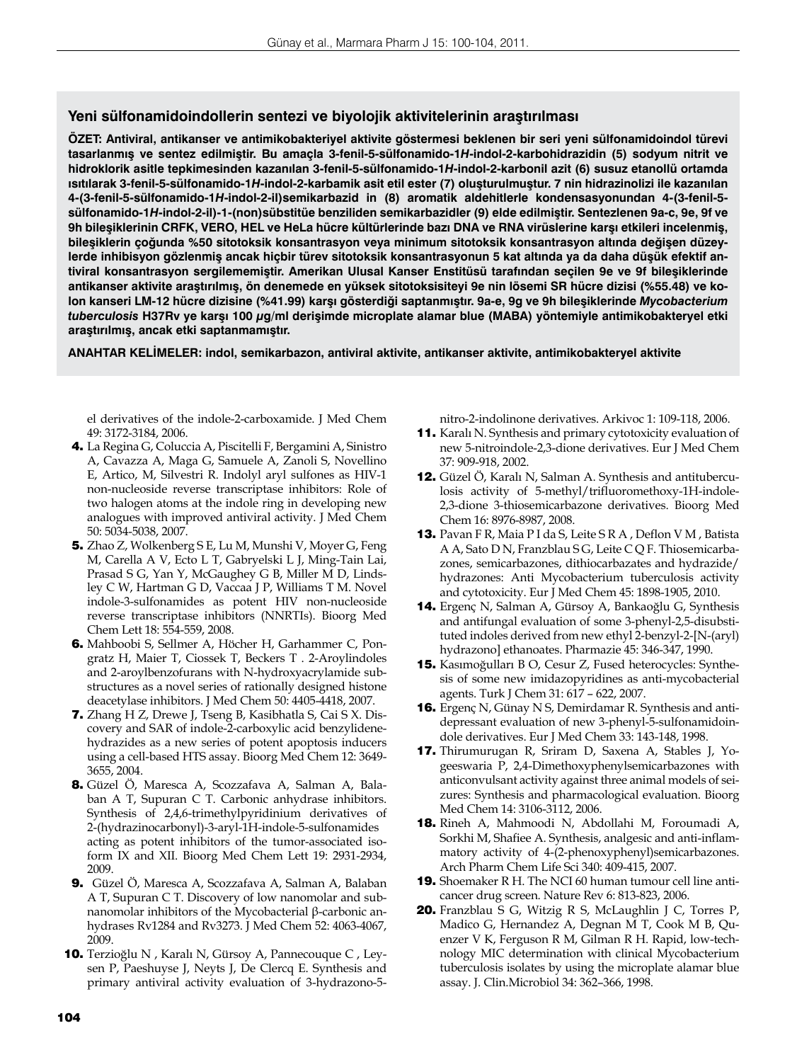## Yeni sülfonamidoindollerin sentezi ve biyolojik aktivitelerinin araştırılması

**ÖZET: Antiviral, antikanser ve antimikobakteriyel aktivite göstermesi beklenen bir seri yeni sülfonamidoindol türevi tasarlanmış ve sentez edilmiştir. Bu amaçla 3-fenil-5-sülfonamido-1*H*-indol-2-karbohidrazidin (5) sodyum nitrit ve hidroklorik asitle tepkimesinden kazanılan 3-fenil-5-sülfonamido-1*H*-indol-2-karbonil azit (6) susuz etanollü ortamda ısıtılarak 3-fenil-5-sülfonamido-1*H*-indol-2-karbamik asit etil ester (7) oluşturulmuştur. 7 nin hidrazinolizi ile kazanılan 4-(3-fenil-5-sülfonamido-1*H*-indol-2-il)semikarbazid in (8) aromatik aldehitlerle kondensasyonundan 4-(3-fenil-5-sülfonamido-1*H*-indol-2-il)-1-(non)sübstitüe benziliden semikarbazidler (9) elde edilmiştir. Sentezlenen 9a-c, 9e, 9f ve 9h bileşiklerinin CRFK, VERO, HEL ve HeLa hücre kültürlerinde bazı DNA ve RNA virüslerine karşı etkileri incelenmiş, bileşiklerin çoğunda %50 sitotoksik konsantrasyon veya minimum sitotoksik konsantrasyon altında değişen düzeylerde inhibisyon gözlenmiş ancak hiçbir türev sitotoksik konsantrasyonun 5 kat altında ya da daha düşük efektif antiviral konsantrasyon sergilememiştir. Amerikan Ulusal Kanser Enstitüsü tarafından seçilen 9e ve 9f bileşiklerinde antikanser aktivite araştırılmış, ön denemede en yüksek sitotoksisiteyi 9e nin lösemi SR hücre dizisi (%55.48) ve kolon kanseri LM-12 hücre dizisine (%41.99) karşı gösterdiği saptanmıştır. 9a-e, 9g ve 9h bileşiklerinde *Mycobacterium tuberculosis* H37Rv ye karşı 100 µg/ml derişimde microplate alamar blue (MABA) yöntemiyle antimikobakteryel etki araştırılmış, ancak etki saptanmamıştır.**

**ANAHTAR KELİMELER: indol, semikarbazon, antiviral aktivite, antikanser aktivite, antimikobakteryel aktivite**

el derivatives of the indole-2-carboxamide. J Med Chem 49: 3172-3184, 2006.

4. La Regina G, Coluccia A, Piscitelli F, Bergamini A, Sinistro A, Cavazza A, Maga G, Samuele A, Zanoli S, Novellino E, Artico, M, Silvestri R. Indolyl aryl sulfones as HIV-1 non-nucleoside reverse transcriptase inhibitors: Role of two halogen atoms at the indole ring in developing new analogues with improved antiviral activity. J Med Chem 50: 5034-5038, 2007.
5. Zhao Z, Wolkenberg S E, Lu M, Munshi V, Moyer G, Feng M, Carella A V, Ecto L T, Gabryelski L J, Ming-Tain Lai, Prasad S G, Yan Y, McGaughey G B, Miller M D, Lindsley C W, Hartman G D, Vaccaa J P, Williams T M. Novel indole-3-sulfonamides as potent HIV non-nucleoside reverse transcriptase inhibitors (NNRTIs). Bioorg Med Chem Lett 18: 554-559, 2008.
6. Mahboobi S, Sellmer A, Höcher H, Garhammer C, Pongratz H, Maier T, Ciossek T, Beckers T . 2-Aroylindoles and 2-aroylbenzofurans with N-hydroxyacrylamide substructures as a novel series of rationally designed histone deacetylase inhibitors. J Med Chem 50: 4405-4418, 2007.
7. Zhang H Z, Drewe J, Tseng B, Kasibhatla S, Cai S X. Discovery and SAR of indole-2-carboxylic acid benzylidene-hydrazides as a new series of potent apoptosis inducers using a cell-based HTS assay. Bioorg Med Chem 12: 3649-3655, 2004.
8. Güzel Ö, Maresca A, Scozzafava A, Salman A, Balaban A T, Supuran C T. Carbonic anhydrase inhibitors. Synthesis of 2,4,6-trimethylpyridinium derivatives of 2-(hydrazinocarbonyl)-3-aryl-1H-indole-5-sulfonamides acting as potent inhibitors of the tumor-associated isoform IX and XII. Bioorg Med Chem Lett 19: 2931-2934, 2009.
9. Güzel Ö, Maresca A, Scozzafava A, Salman A, Balaban A T, Supuran C T. Discovery of low nanomolar and subnanomolar inhibitors of the Mycobacterial β-carbonic anhydrases Rv1284 and Rv3273. J Med Chem 52: 4063-4067, 2009.
10. Terzioğlu N , Karalı N, Gürsoy A, Pannecouque C , Leysen P, Paeshuyse J, Neyts J, De Clercq E. Synthesis and primary antiviral activity evaluation of 3-hydrazono-5-nitro-2-indolinone derivatives. Arkivoc 1: 109-118, 2006.
11. Karalı N. Synthesis and primary cytotoxicity evaluation of new 5-nitroindole-2,3-dione derivatives. Eur J Med Chem 37: 909-918, 2002.
12. Güzel Ö, Karalı N, Salman A. Synthesis and antituberculosis activity of 5-methyl/trifluoromethoxy-1H-indole-2,3-dione 3-thiosemicarbazone derivatives. Bioorg Med Chem 16: 8976-8987, 2008.
13. Pavan F R, Maia P I da S, Leite S R A , Deflon V M , Batista A A, Sato D N, Franzblau S G, Leite C Q F. Thiosemicarbazones, semicarbazones, dithiocarbazates and hydrazide/hydrazones: Anti Mycobacterium tuberculosis activity and cytotoxicity. Eur J Med Chem 45: 1898-1905, 2010.
14. Ergenç N, Salman A, Gürsoy A, Bankaoğlu G, Synthesis and antifungal evaluation of some 3-phenyl-2,5-disubstituted indoles derived from new ethyl 2-benzyl-2-[N-(aryl) hydrazono] ethanoates. Pharmazie 45: 346-347, 1990.
15. Kasımoğulları B O, Cesur Z, Fused heterocycles: Synthesis of some new imidazopyridines as anti-mycobacterial agents. Turk J Chem 31: 617 – 622, 2007.
16. Ergenç N, Günay N S, Demirdamar R. Synthesis and antidepressant evaluation of new 3-phenyl-5-sulfonamidoindole derivatives. Eur J Med Chem 33: 143-148, 1998.
17. Thirumurugan R, Sriram D, Saxena A, Stables J, Yogeeswaria P, 2,4-Dimethoxyphenylsemicarbazones with anticonvulsant activity against three animal models of seizures: Synthesis and pharmacological evaluation. Bioorg Med Chem 14: 3106-3112, 2006.
18. Rineh A, Mahmoodi N, Abdollahi M, Foroumadi A, Sorkhi M, Shafiee A. Synthesis, analgesic and anti-inflammatory activity of 4-(2-phenoxyphenyl)semicarbazones. Arch Pharm Chem Life Sci 340: 409-415, 2007.
19. Shoemaker R H. The NCI 60 human tumour cell line anticancer drug screen. Nature Rev 6: 813-823, 2006.
20. Franzblau S G, Witzig R S, McLaughlin J C, Torres P, Madico G, Hernandez A, Degnan M T, Cook M B, Quenzer V K, Ferguson R M, Gilman R H. Rapid, low-technology MIC determination with clinical Mycobacterium tuberculosis isolates by using the microplate alamar blue assay. J. Clin.Microbiol 34: 362–366, 1998.